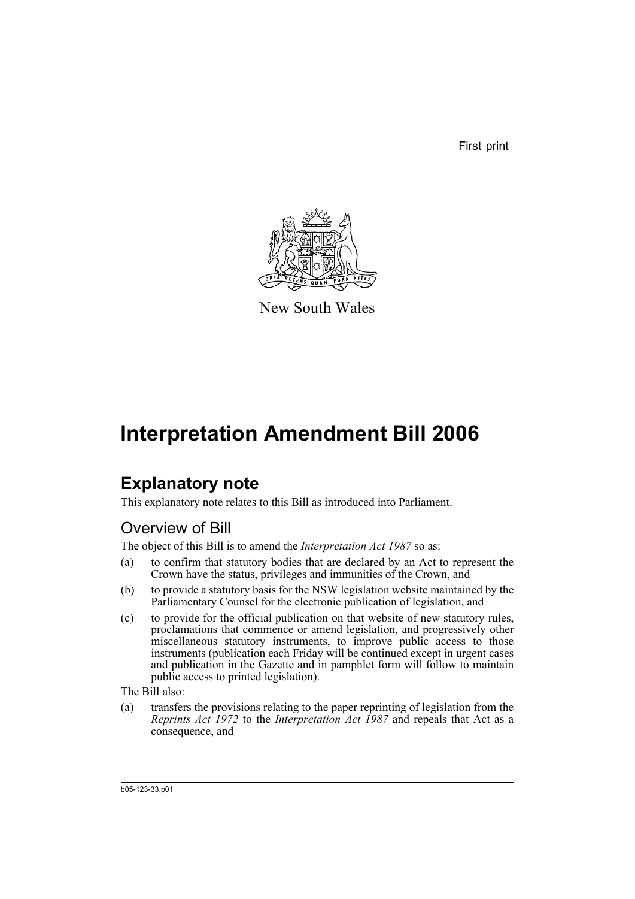First print

New South Wales

# Interpretation Amendment Bill 2006

## Explanatory note

This explanatory note relates to this Bill as introduced into Parliament.

### Overview of Bill

The object of this Bill is to amend the *Interpretation Act 1987* so as:

(a) to confirm that statutory bodies that are declared by an Act to represent the Crown have the status, privileges and immunities of the Crown, and

(b) to provide a statutory basis for the NSW legislation website maintained by the Parliamentary Counsel for the electronic publication of legislation, and

(c) to provide for the official publication on that website of new statutory rules, proclamations that commence or amend legislation, and progressively other miscellaneous statutory instruments, to improve public access to those instruments (publication each Friday will be continued except in urgent cases and publication in the Gazette and in pamphlet form will follow to maintain public access to printed legislation).

The Bill also:

(a) transfers the provisions relating to the paper reprinting of legislation from the *Reprints Act 1972* to the *Interpretation Act 1987* and repeals that Act as a consequence, and

b05-123-33.p01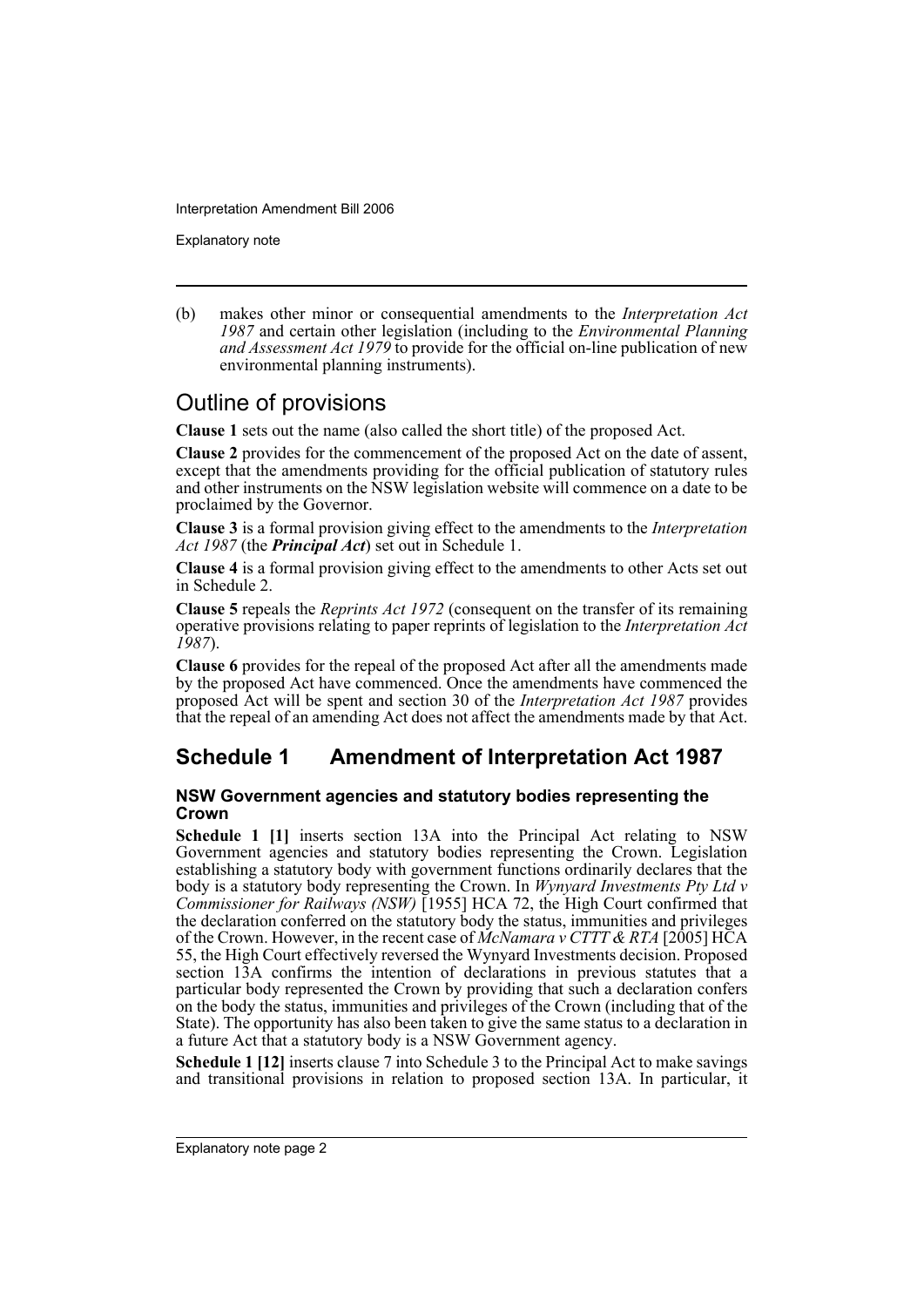(b) makes other minor or consequential amendments to the *Interpretation Act 1987* and certain other legislation (including to the *Environmental Planning and Assessment Act 1979* to provide for the official on-line publication of new environmental planning instruments).

## Outline of provisions

**Clause 1** sets out the name (also called the short title) of the proposed Act.

**Clause 2** provides for the commencement of the proposed Act on the date of assent, except that the amendments providing for the official publication of statutory rules and other instruments on the NSW legislation website will commence on a date to be proclaimed by the Governor.

**Clause 3** is a formal provision giving effect to the amendments to the *Interpretation Act 1987* (the ***Principal Act***) set out in Schedule 1.

**Clause 4** is a formal provision giving effect to the amendments to other Acts set out in Schedule 2.

**Clause 5** repeals the *Reprints Act 1972* (consequent on the transfer of its remaining operative provisions relating to paper reprints of legislation to the *Interpretation Act 1987*).

**Clause 6** provides for the repeal of the proposed Act after all the amendments made by the proposed Act have commenced. Once the amendments have commenced the proposed Act will be spent and section 30 of the *Interpretation Act 1987* provides that the repeal of an amending Act does not affect the amendments made by that Act.

## Schedule 1 Amendment of Interpretation Act 1987

### NSW Government agencies and statutory bodies representing the Crown

**Schedule 1 [1]** inserts section 13A into the Principal Act relating to NSW Government agencies and statutory bodies representing the Crown. Legislation establishing a statutory body with government functions ordinarily declares that the body is a statutory body representing the Crown. In *Wynyard Investments Pty Ltd v Commissioner for Railways (NSW)* [1955] HCA 72, the High Court confirmed that the declaration conferred on the statutory body the status, immunities and privileges of the Crown. However, in the recent case of *McNamara v CTTT & RTA* [2005] HCA 55, the High Court effectively reversed the Wynyard Investments decision. Proposed section 13A confirms the intention of declarations in previous statutes that a particular body represented the Crown by providing that such a declaration confers on the body the status, immunities and privileges of the Crown (including that of the State). The opportunity has also been taken to give the same status to a declaration in a future Act that a statutory body is a NSW Government agency.

**Schedule 1 [12]** inserts clause 7 into Schedule 3 to the Principal Act to make savings and transitional provisions in relation to proposed section 13A. In particular, it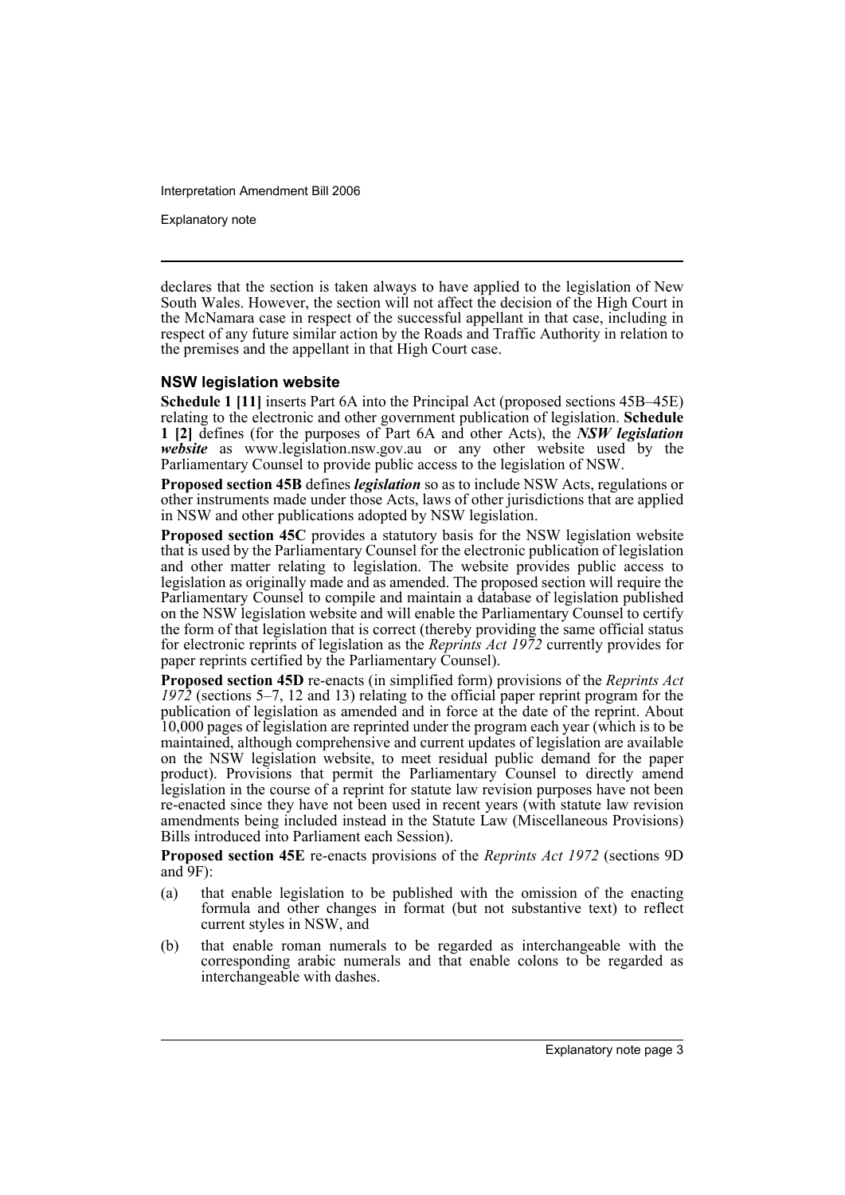declares that the section is taken always to have applied to the legislation of New South Wales. However, the section will not affect the decision of the High Court in the McNamara case in respect of the successful appellant in that case, including in respect of any future similar action by the Roads and Traffic Authority in relation to the premises and the appellant in that High Court case.

### NSW legislation website

**Schedule 1 [11]** inserts Part 6A into the Principal Act (proposed sections 45B–45E) relating to the electronic and other government publication of legislation. **Schedule 1 [2]** defines (for the purposes of Part 6A and other Acts), the ***NSW legislation website*** as www.legislation.nsw.gov.au or any other website used by the Parliamentary Counsel to provide public access to the legislation of NSW.

**Proposed section 45B** defines ***legislation*** so as to include NSW Acts, regulations or other instruments made under those Acts, laws of other jurisdictions that are applied in NSW and other publications adopted by NSW legislation.

**Proposed section 45C** provides a statutory basis for the NSW legislation website that is used by the Parliamentary Counsel for the electronic publication of legislation and other matter relating to legislation. The website provides public access to legislation as originally made and as amended. The proposed section will require the Parliamentary Counsel to compile and maintain a database of legislation published on the NSW legislation website and will enable the Parliamentary Counsel to certify the form of that legislation that is correct (thereby providing the same official status for electronic reprints of legislation as the *Reprints Act 1972* currently provides for paper reprints certified by the Parliamentary Counsel).

**Proposed section 45D** re-enacts (in simplified form) provisions of the *Reprints Act 1972* (sections 5–7, 12 and 13) relating to the official paper reprint program for the publication of legislation as amended and in force at the date of the reprint. About 10,000 pages of legislation are reprinted under the program each year (which is to be maintained, although comprehensive and current updates of legislation are available on the NSW legislation website, to meet residual public demand for the paper product). Provisions that permit the Parliamentary Counsel to directly amend legislation in the course of a reprint for statute law revision purposes have not been re-enacted since they have not been used in recent years (with statute law revision amendments being included instead in the Statute Law (Miscellaneous Provisions) Bills introduced into Parliament each Session).

**Proposed section 45E** re-enacts provisions of the *Reprints Act 1972* (sections 9D and 9F):

(a) that enable legislation to be published with the omission of the enacting formula and other changes in format (but not substantive text) to reflect current styles in NSW, and

(b) that enable roman numerals to be regarded as interchangeable with the corresponding arabic numerals and that enable colons to be regarded as interchangeable with dashes.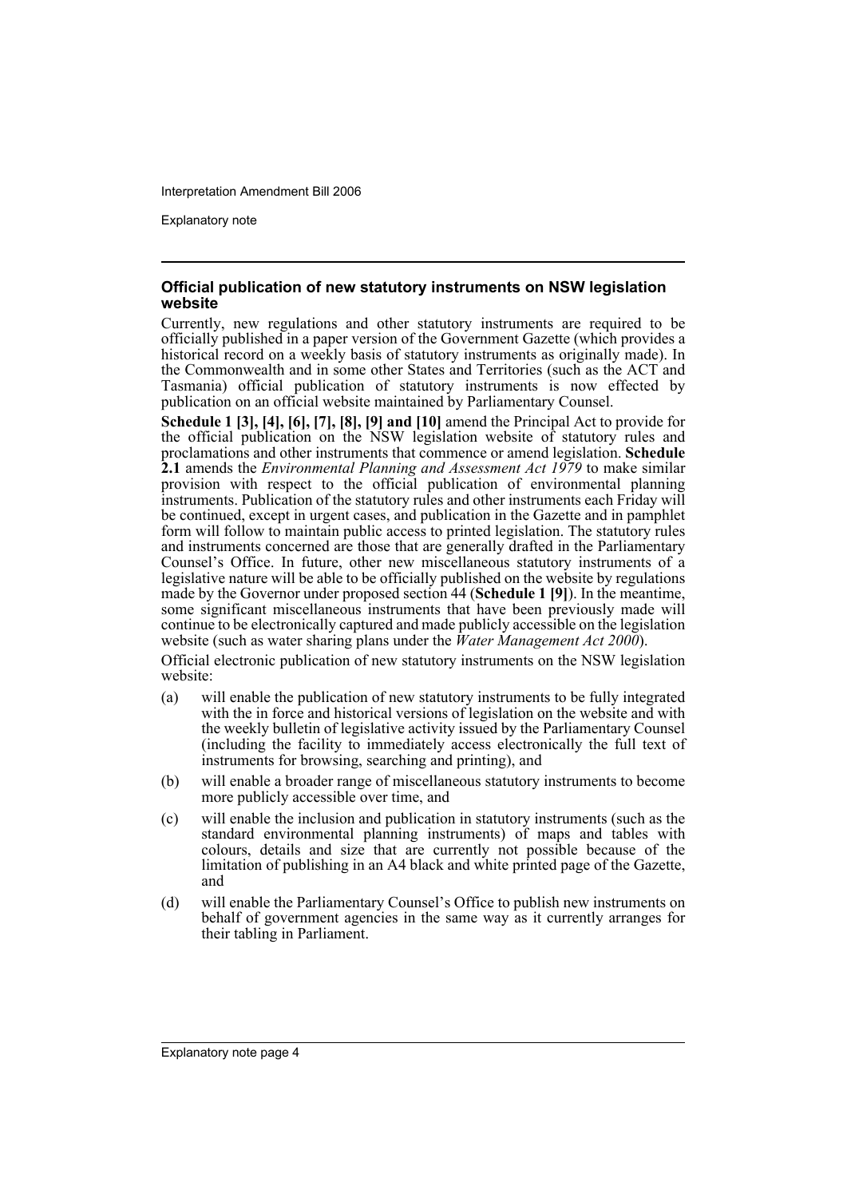### Official publication of new statutory instruments on NSW legislation website

Currently, new regulations and other statutory instruments are required to be officially published in a paper version of the Government Gazette (which provides a historical record on a weekly basis of statutory instruments as originally made). In the Commonwealth and in some other States and Territories (such as the ACT and Tasmania) official publication of statutory instruments is now effected by publication on an official website maintained by Parliamentary Counsel.

**Schedule 1 [3], [4], [6], [7], [8], [9] and [10]** amend the Principal Act to provide for the official publication on the NSW legislation website of statutory rules and proclamations and other instruments that commence or amend legislation. **Schedule 2.1** amends the *Environmental Planning and Assessment Act 1979* to make similar provision with respect to the official publication of environmental planning instruments. Publication of the statutory rules and other instruments each Friday will be continued, except in urgent cases, and publication in the Gazette and in pamphlet form will follow to maintain public access to printed legislation. The statutory rules and instruments concerned are those that are generally drafted in the Parliamentary Counsel's Office. In future, other new miscellaneous statutory instruments of a legislative nature will be able to be officially published on the website by regulations made by the Governor under proposed section 44 (**Schedule 1 [9]**). In the meantime, some significant miscellaneous instruments that have been previously made will continue to be electronically captured and made publicly accessible on the legislation website (such as water sharing plans under the *Water Management Act 2000*).

Official electronic publication of new statutory instruments on the NSW legislation website:

(a) will enable the publication of new statutory instruments to be fully integrated with the in force and historical versions of legislation on the website and with the weekly bulletin of legislative activity issued by the Parliamentary Counsel (including the facility to immediately access electronically the full text of instruments for browsing, searching and printing), and

(b) will enable a broader range of miscellaneous statutory instruments to become more publicly accessible over time, and

(c) will enable the inclusion and publication in statutory instruments (such as the standard environmental planning instruments) of maps and tables with colours, details and size that are currently not possible because of the limitation of publishing in an A4 black and white printed page of the Gazette, and

(d) will enable the Parliamentary Counsel's Office to publish new instruments on behalf of government agencies in the same way as it currently arranges for their tabling in Parliament.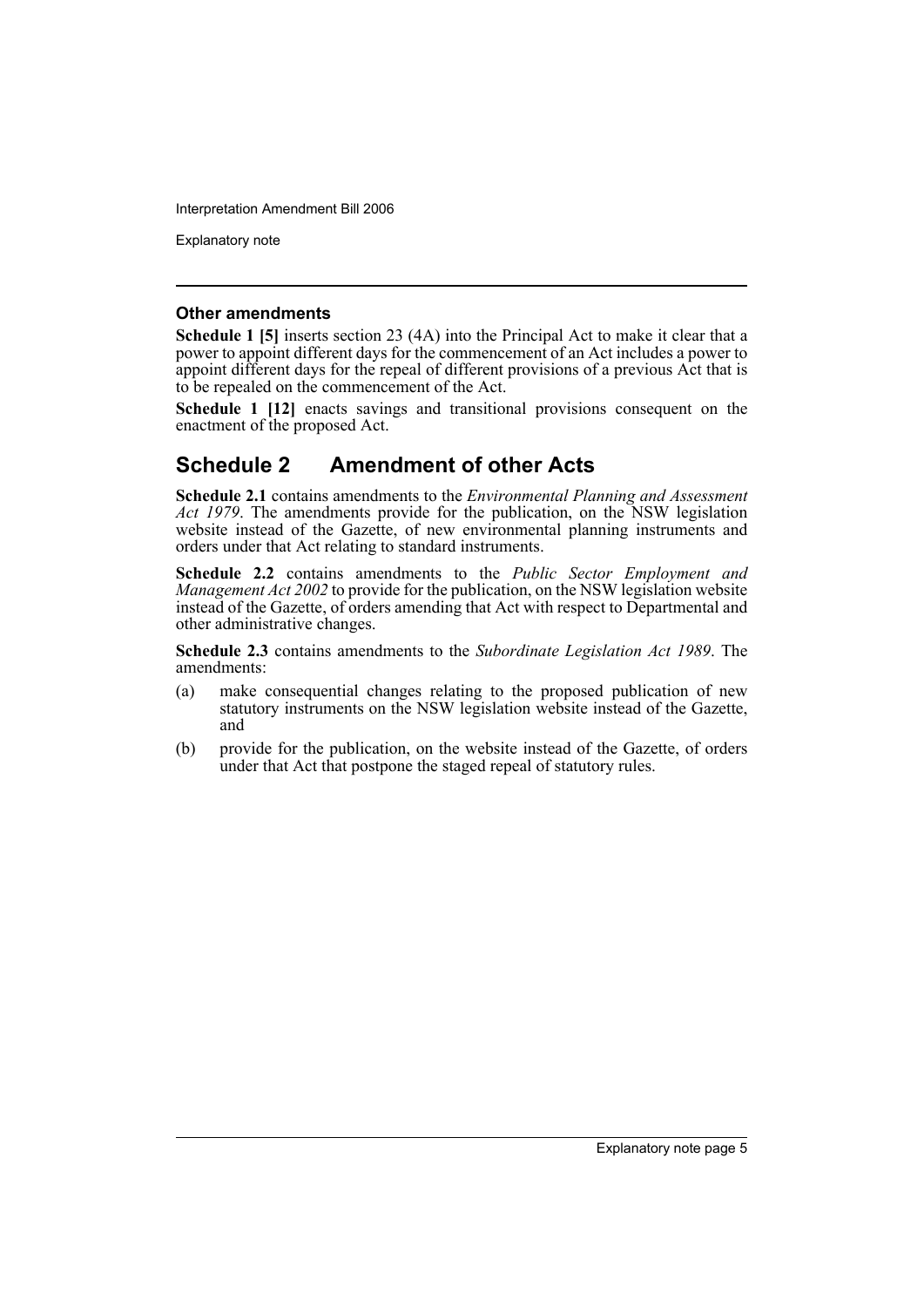### Other amendments

**Schedule 1 [5]** inserts section 23 (4A) into the Principal Act to make it clear that a power to appoint different days for the commencement of an Act includes a power to appoint different days for the repeal of different provisions of a previous Act that is to be repealed on the commencement of the Act.

**Schedule 1 [12]** enacts savings and transitional provisions consequent on the enactment of the proposed Act.

## Schedule 2 Amendment of other Acts

**Schedule 2.1** contains amendments to the *Environmental Planning and Assessment Act 1979*. The amendments provide for the publication, on the NSW legislation website instead of the Gazette, of new environmental planning instruments and orders under that Act relating to standard instruments.

**Schedule 2.2** contains amendments to the *Public Sector Employment and Management Act 2002* to provide for the publication, on the NSW legislation website instead of the Gazette, of orders amending that Act with respect to Departmental and other administrative changes.

**Schedule 2.3** contains amendments to the *Subordinate Legislation Act 1989*. The amendments:

(a) make consequential changes relating to the proposed publication of new statutory instruments on the NSW legislation website instead of the Gazette, and

(b) provide for the publication, on the website instead of the Gazette, of orders under that Act that postpone the staged repeal of statutory rules.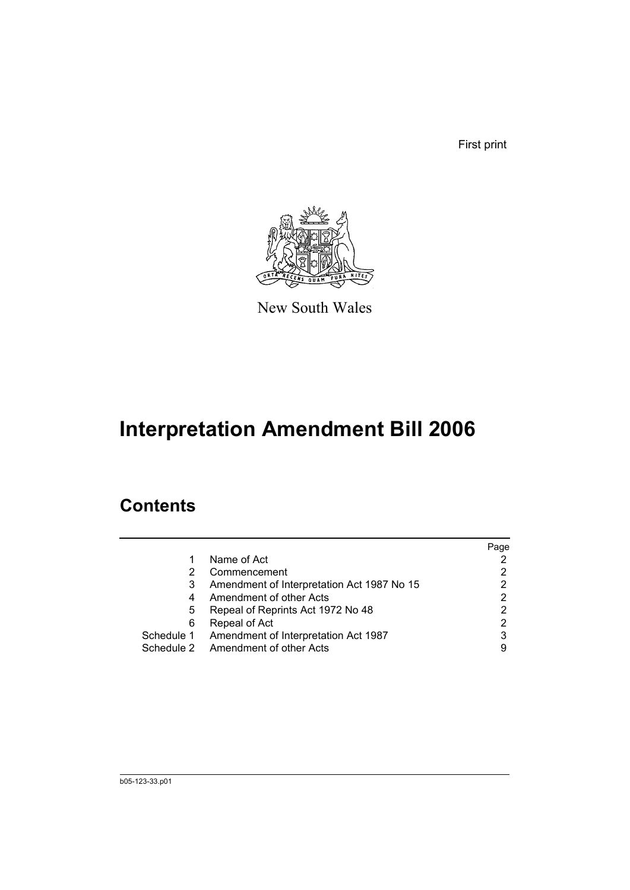First print

New South Wales

# Interpretation Amendment Bill 2006

## Contents

| | | Page |
|---|---|---|
| 1 | Name of Act | 2 |
| 2 | Commencement | 2 |
| 3 | Amendment of Interpretation Act 1987 No 15 | 2 |
| 4 | Amendment of other Acts | 2 |
| 5 | Repeal of Reprints Act 1972 No 48 | 2 |
| 6 | Repeal of Act | 2 |
| Schedule 1 | Amendment of Interpretation Act 1987 | 3 |
| Schedule 2 | Amendment of other Acts | 9 |

b05-123-33.p01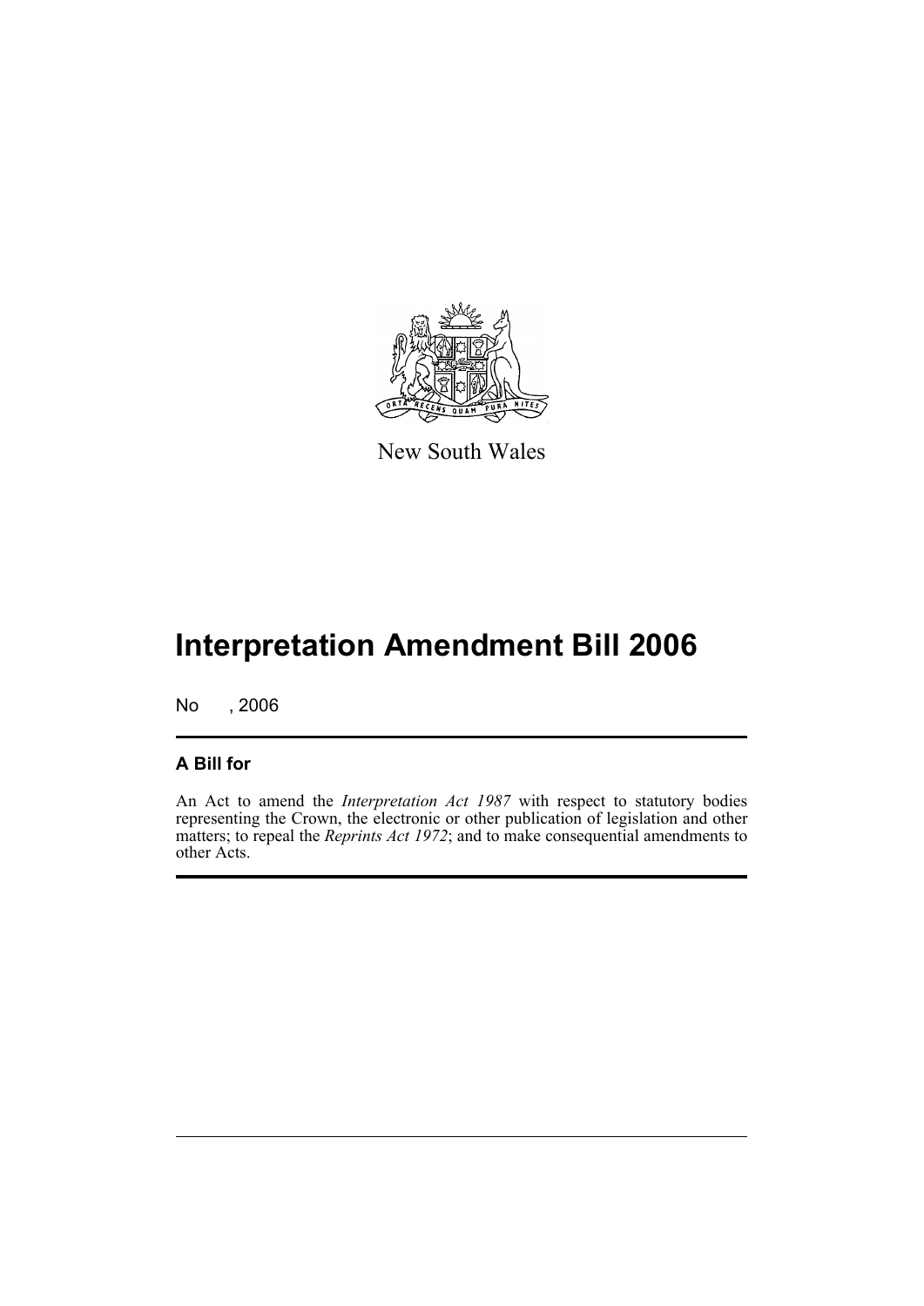New South Wales

# Interpretation Amendment Bill 2006

No , 2006

## A Bill for

An Act to amend the *Interpretation Act 1987* with respect to statutory bodies representing the Crown, the electronic or other publication of legislation and other matters; to repeal the *Reprints Act 1972*; and to make consequential amendments to other Acts.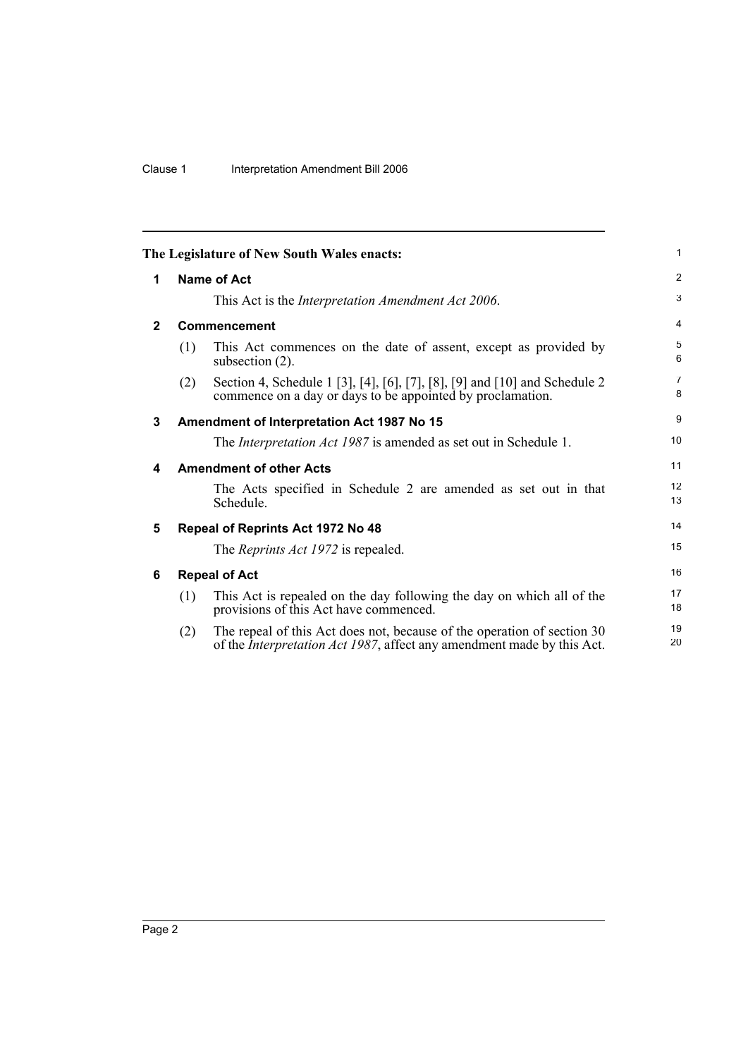The Legislature of New South Wales enacts:

## 1 Name of Act

This Act is the *Interpretation Amendment Act 2006*.

## 2 Commencement

(1) This Act commences on the date of assent, except as provided by subsection (2).

(2) Section 4, Schedule 1 [3], [4], [6], [7], [8], [9] and [10] and Schedule 2 commence on a day or days to be appointed by proclamation.

## 3 Amendment of Interpretation Act 1987 No 15

The *Interpretation Act 1987* is amended as set out in Schedule 1.

## 4 Amendment of other Acts

The Acts specified in Schedule 2 are amended as set out in that Schedule.

## 5 Repeal of Reprints Act 1972 No 48

The *Reprints Act 1972* is repealed.

## 6 Repeal of Act

(1) This Act is repealed on the day following the day on which all of the provisions of this Act have commenced.

(2) The repeal of this Act does not, because of the operation of section 30 of the *Interpretation Act 1987*, affect any amendment made by this Act.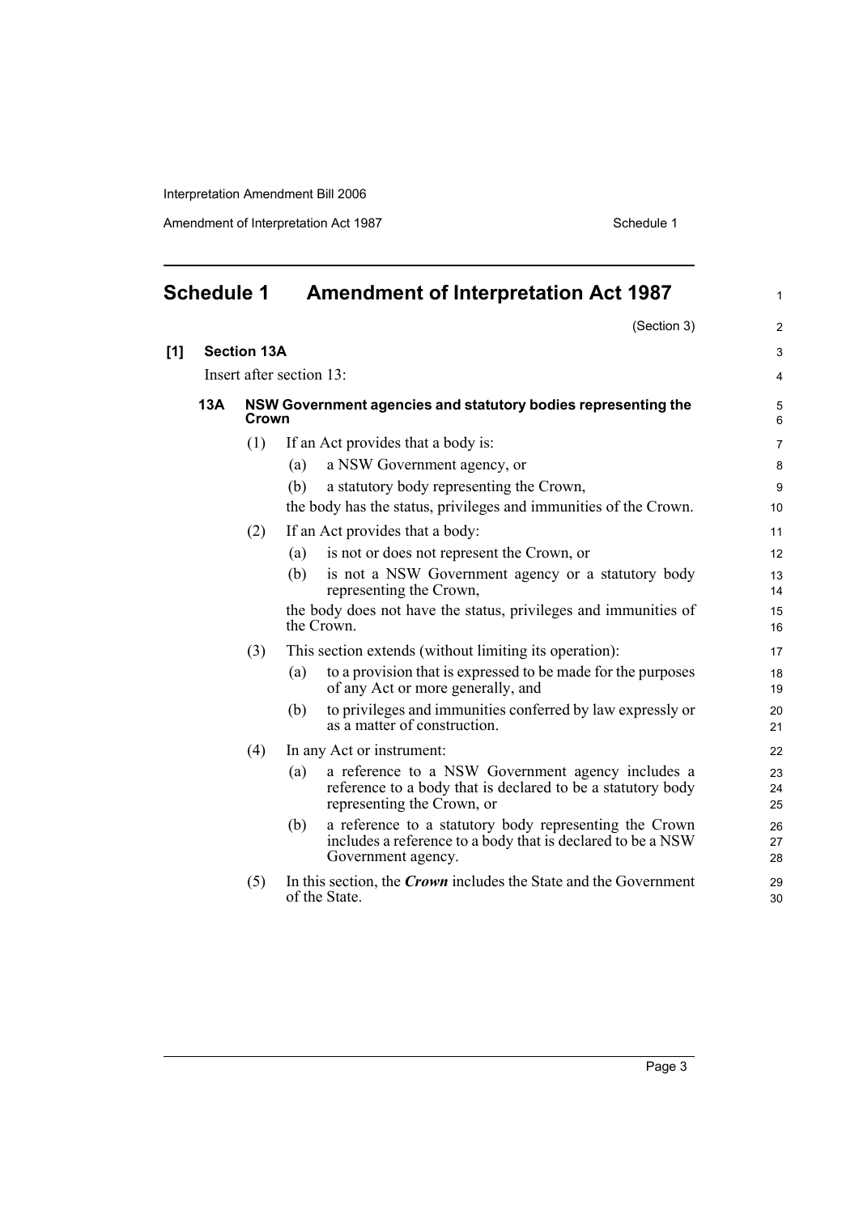## Schedule 1 Amendment of Interpretation Act 1987

(Section 3)

**[1] Section 13A**

Insert after section 13:

### 13A NSW Government agencies and statutory bodies representing the Crown

(1) If an Act provides that a body is:

- (a) a NSW Government agency, or
- (b) a statutory body representing the Crown,

the body has the status, privileges and immunities of the Crown.

(2) If an Act provides that a body:

- (a) is not or does not represent the Crown, or
- (b) is not a NSW Government agency or a statutory body representing the Crown,

the body does not have the status, privileges and immunities of the Crown.

(3) This section extends (without limiting its operation):

- (a) to a provision that is expressed to be made for the purposes of any Act or more generally, and
- (b) to privileges and immunities conferred by law expressly or as a matter of construction.

(4) In any Act or instrument:

- (a) a reference to a NSW Government agency includes a reference to a body that is declared to be a statutory body representing the Crown, or
- (b) a reference to a statutory body representing the Crown includes a reference to a body that is declared to be a NSW Government agency.

(5) In this section, the ***Crown*** includes the State and the Government of the State.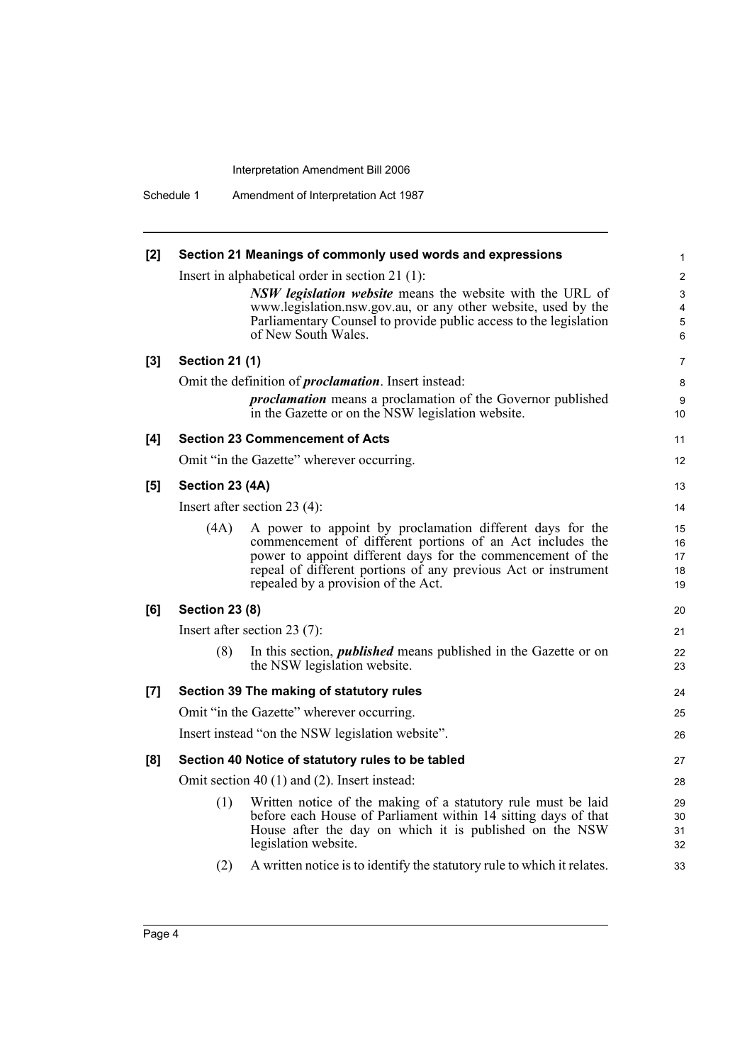**[2] Section 21 Meanings of commonly used words and expressions**

Insert in alphabetical order in section 21 (1):

> ***NSW legislation website*** means the website with the URL of www.legislation.nsw.gov.au, or any other website, used by the Parliamentary Counsel to provide public access to the legislation of New South Wales.

**[3] Section 21 (1)**

Omit the definition of ***proclamation***. Insert instead:

> ***proclamation*** means a proclamation of the Governor published in the Gazette or on the NSW legislation website.

**[4] Section 23 Commencement of Acts**

Omit "in the Gazette" wherever occurring.

**[5] Section 23 (4A)**

Insert after section 23 (4):

> (4A) A power to appoint by proclamation different days for the commencement of different portions of an Act includes the power to appoint different days for the commencement of the repeal of different portions of any previous Act or instrument repealed by a provision of the Act.

**[6] Section 23 (8)**

Insert after section 23 (7):

> (8) In this section, ***published*** means published in the Gazette or on the NSW legislation website.

**[7] Section 39 The making of statutory rules**

Omit "in the Gazette" wherever occurring.

Insert instead "on the NSW legislation website".

**[8] Section 40 Notice of statutory rules to be tabled**

Omit section 40 (1) and (2). Insert instead:

> (1) Written notice of the making of a statutory rule must be laid before each House of Parliament within 14 sitting days of that House after the day on which it is published on the NSW legislation website.
>
> (2) A written notice is to identify the statutory rule to which it relates.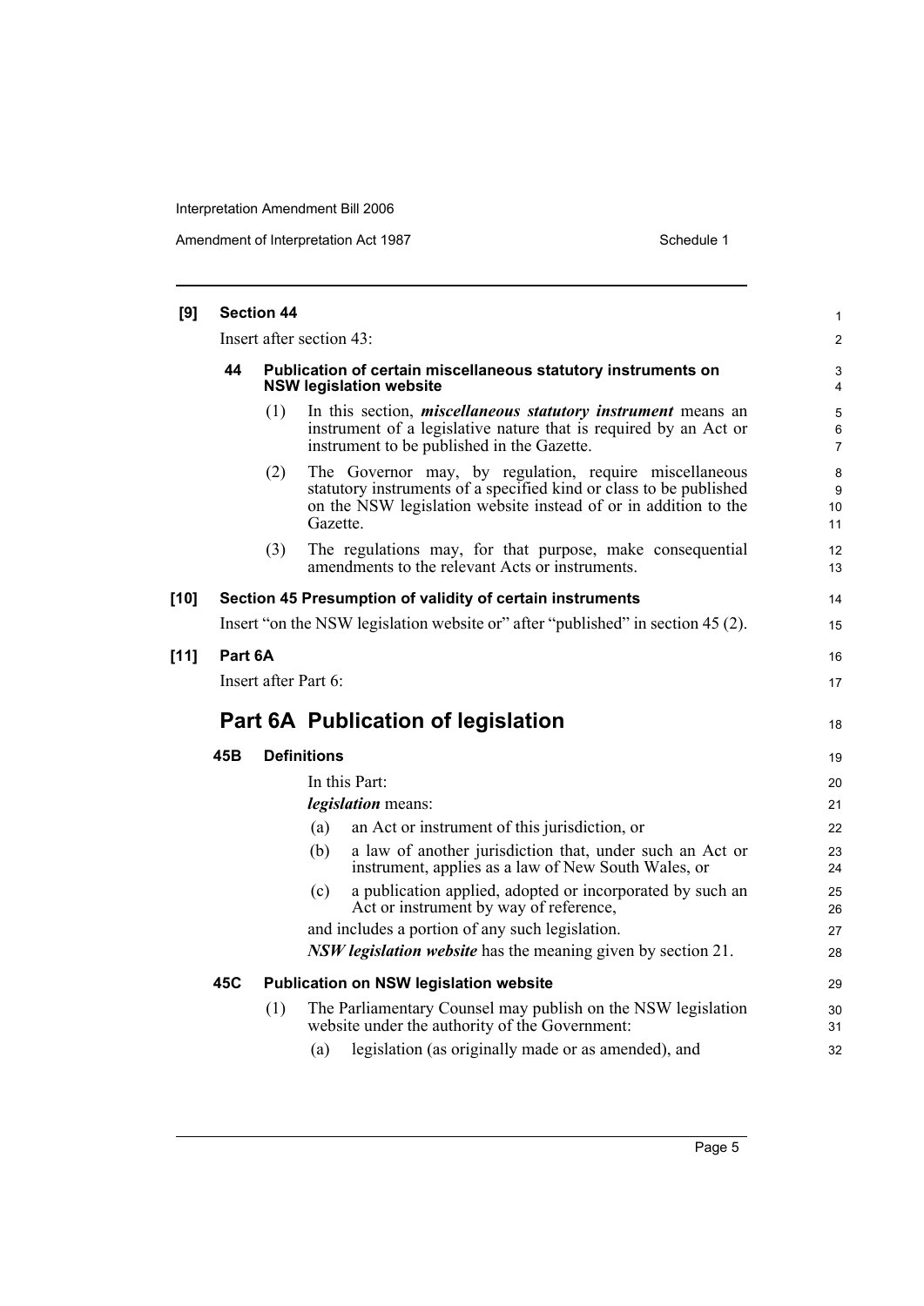**[9] Section 44**

Insert after section 43:

**44 Publication of certain miscellaneous statutory instruments on NSW legislation website**

(1) In this section, ***miscellaneous statutory instrument*** means an instrument of a legislative nature that is required by an Act or instrument to be published in the Gazette.

(2) The Governor may, by regulation, require miscellaneous statutory instruments of a specified kind or class to be published on the NSW legislation website instead of or in addition to the Gazette.

(3) The regulations may, for that purpose, make consequential amendments to the relevant Acts or instruments.

**[10] Section 45 Presumption of validity of certain instruments**

Insert "on the NSW legislation website or" after "published" in section 45 (2).

**[11] Part 6A**

Insert after Part 6:

## Part 6A Publication of legislation

**45B Definitions**

In this Part:

***legislation*** means:

(a) an Act or instrument of this jurisdiction, or

(b) a law of another jurisdiction that, under such an Act or instrument, applies as a law of New South Wales, or

(c) a publication applied, adopted or incorporated by such an Act or instrument by way of reference,

and includes a portion of any such legislation.

***NSW legislation website*** has the meaning given by section 21.

**45C Publication on NSW legislation website**

(1) The Parliamentary Counsel may publish on the NSW legislation website under the authority of the Government:

(a) legislation (as originally made or as amended), and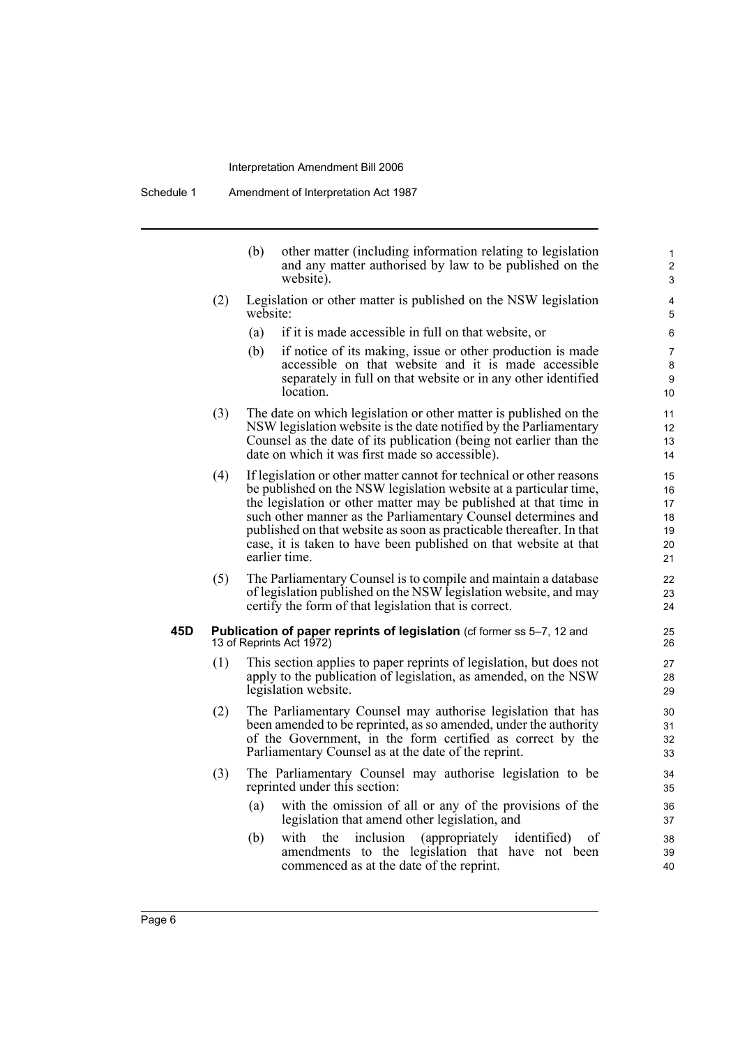(b) other matter (including information relating to legislation and any matter authorised by law to be published on the website).

(2) Legislation or other matter is published on the NSW legislation website:

(a) if it is made accessible in full on that website, or

(b) if notice of its making, issue or other production is made accessible on that website and it is made accessible separately in full on that website or in any other identified location.

(3) The date on which legislation or other matter is published on the NSW legislation website is the date notified by the Parliamentary Counsel as the date of its publication (being not earlier than the date on which it was first made so accessible).

(4) If legislation or other matter cannot for technical or other reasons be published on the NSW legislation website at a particular time, the legislation or other matter may be published at that time in such other manner as the Parliamentary Counsel determines and published on that website as soon as practicable thereafter. In that case, it is taken to have been published on that website at that earlier time.

(5) The Parliamentary Counsel is to compile and maintain a database of legislation published on the NSW legislation website, and may certify the form of that legislation that is correct.

### 45D Publication of paper reprints of legislation (cf former ss 5–7, 12 and 13 of Reprints Act 1972)

(1) This section applies to paper reprints of legislation, but does not apply to the publication of legislation, as amended, on the NSW legislation website.

(2) The Parliamentary Counsel may authorise legislation that has been amended to be reprinted, as so amended, under the authority of the Government, in the form certified as correct by the Parliamentary Counsel as at the date of the reprint.

(3) The Parliamentary Counsel may authorise legislation to be reprinted under this section:

(a) with the omission of all or any of the provisions of the legislation that amend other legislation, and

(b) with the inclusion (appropriately identified) of amendments to the legislation that have not been commenced as at the date of the reprint.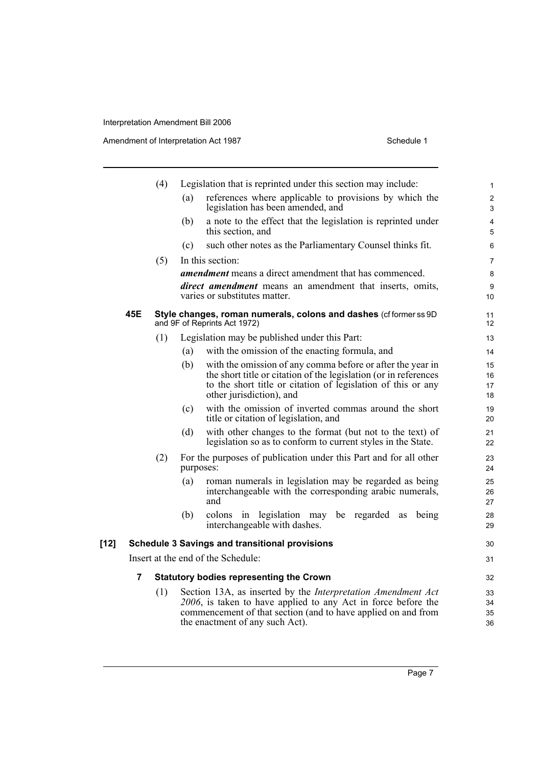(4) Legislation that is reprinted under this section may include:

(a) references where applicable to provisions by which the legislation has been amended, and

(b) a note to the effect that the legislation is reprinted under this section, and

(c) such other notes as the Parliamentary Counsel thinks fit.

(5) In this section:

***amendment*** means a direct amendment that has commenced.

***direct amendment*** means an amendment that inserts, omits, varies or substitutes matter.

**45E Style changes, roman numerals, colons and dashes** (cf former ss 9D and 9F of Reprints Act 1972)

(1) Legislation may be published under this Part:

(a) with the omission of the enacting formula, and

(b) with the omission of any comma before or after the year in the short title or citation of the legislation (or in references to the short title or citation of legislation of this or any other jurisdiction), and

(c) with the omission of inverted commas around the short title or citation of legislation, and

(d) with other changes to the format (but not to the text) of legislation so as to conform to current styles in the State.

(2) For the purposes of publication under this Part and for all other purposes:

(a) roman numerals in legislation may be regarded as being interchangeable with the corresponding arabic numerals, and

(b) colons in legislation may be regarded as being interchangeable with dashes.

**[12] Schedule 3 Savings and transitional provisions**

Insert at the end of the Schedule:

**7 Statutory bodies representing the Crown**

(1) Section 13A, as inserted by the *Interpretation Amendment Act 2006*, is taken to have applied to any Act in force before the commencement of that section (and to have applied on and from the enactment of any such Act).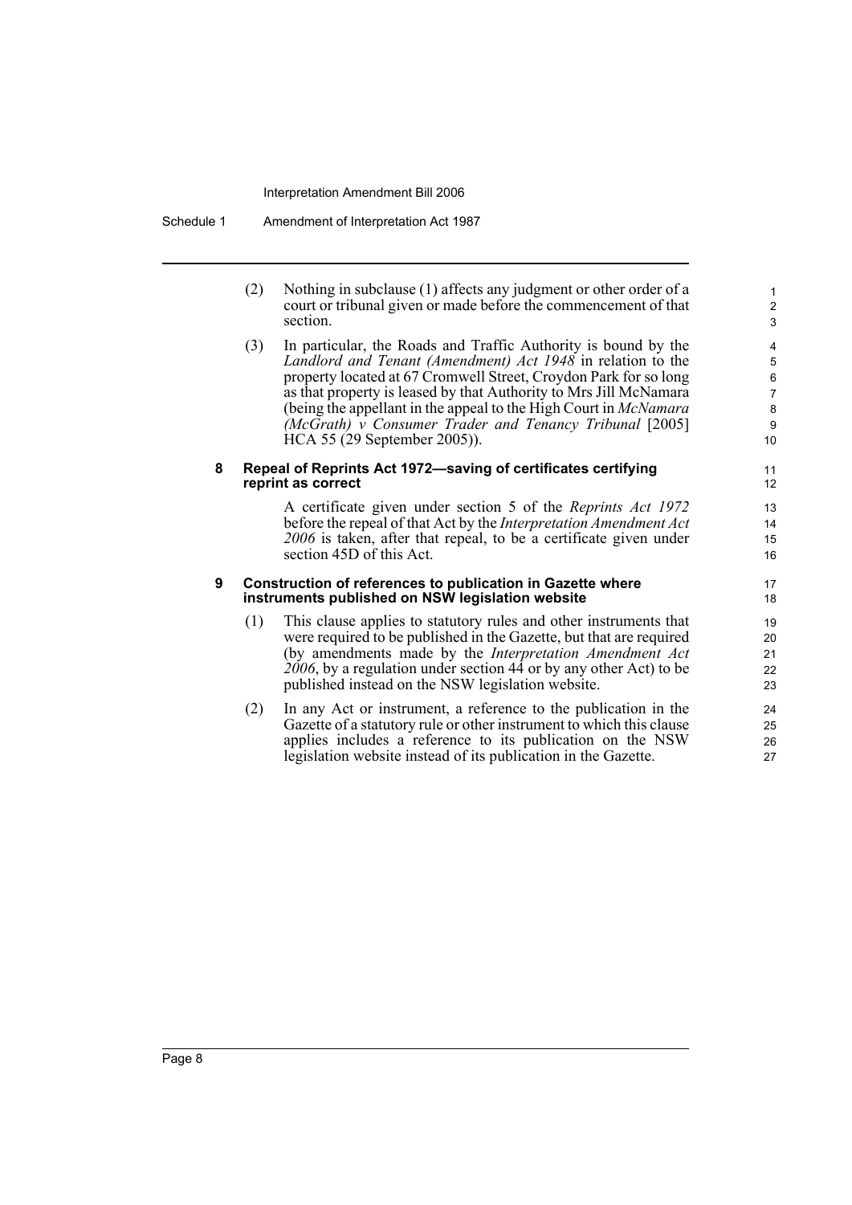(2) Nothing in subclause (1) affects any judgment or other order of a court or tribunal given or made before the commencement of that section.

(3) In particular, the Roads and Traffic Authority is bound by the *Landlord and Tenant (Amendment) Act 1948* in relation to the property located at 67 Cromwell Street, Croydon Park for so long as that property is leased by that Authority to Mrs Jill McNamara (being the appellant in the appeal to the High Court in *McNamara (McGrath) v Consumer Trader and Tenancy Tribunal* [2005] HCA 55 (29 September 2005)).

### 8 Repeal of Reprints Act 1972—saving of certificates certifying reprint as correct

A certificate given under section 5 of the *Reprints Act 1972* before the repeal of that Act by the *Interpretation Amendment Act 2006* is taken, after that repeal, to be a certificate given under section 45D of this Act.

### 9 Construction of references to publication in Gazette where instruments published on NSW legislation website

(1) This clause applies to statutory rules and other instruments that were required to be published in the Gazette, but that are required (by amendments made by the *Interpretation Amendment Act 2006*, by a regulation under section 44 or by any other Act) to be published instead on the NSW legislation website.

(2) In any Act or instrument, a reference to the publication in the Gazette of a statutory rule or other instrument to which this clause applies includes a reference to its publication on the NSW legislation website instead of its publication in the Gazette.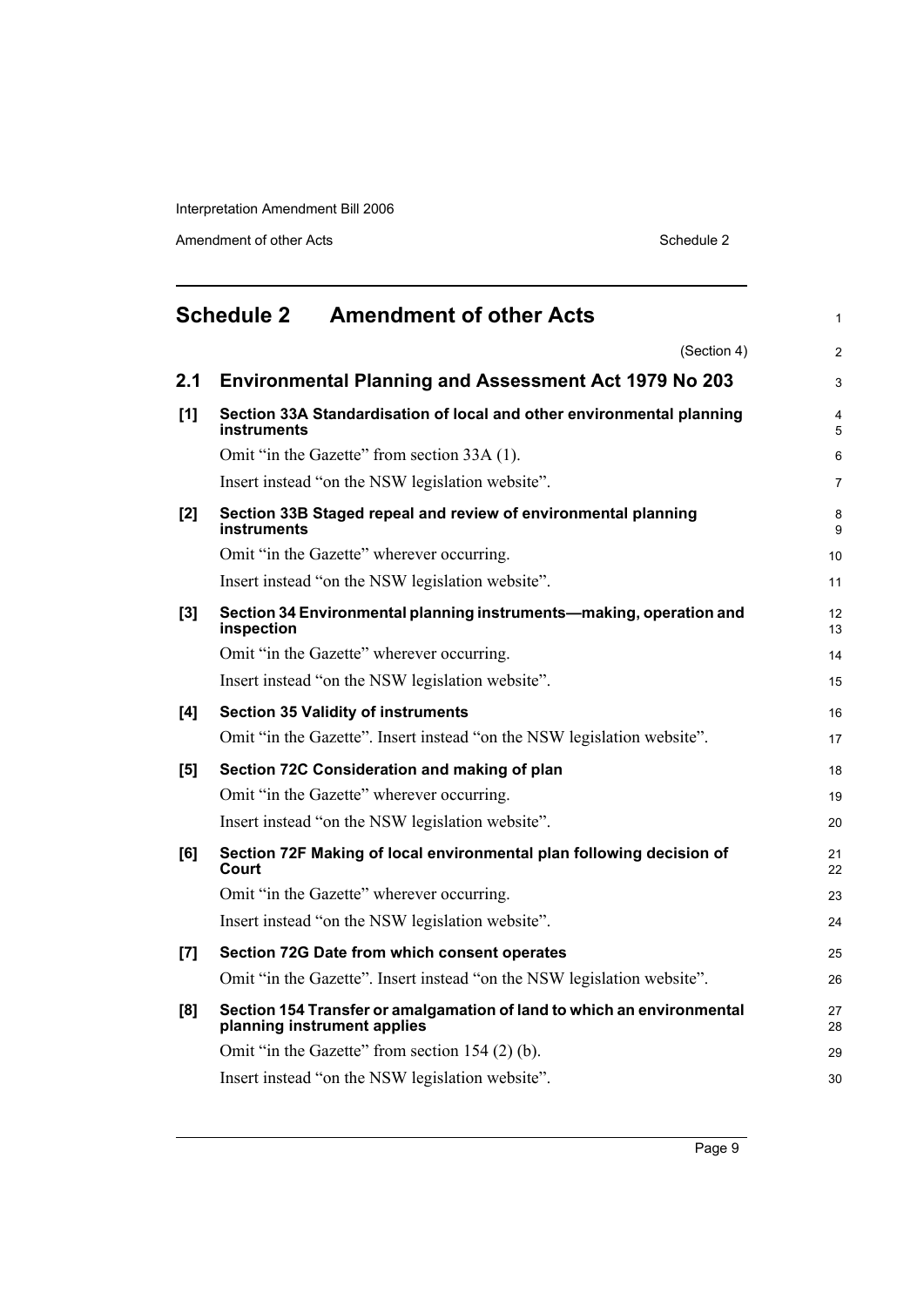## Schedule 2 Amendment of other Acts

(Section 4)

### 2.1 Environmental Planning and Assessment Act 1979 No 203

**[1] Section 33A Standardisation of local and other environmental planning instruments**

Omit "in the Gazette" from section 33A (1).

Insert instead "on the NSW legislation website".

**[2] Section 33B Staged repeal and review of environmental planning instruments**

Omit "in the Gazette" wherever occurring.

Insert instead "on the NSW legislation website".

**[3] Section 34 Environmental planning instruments—making, operation and inspection**

Omit "in the Gazette" wherever occurring.

Insert instead "on the NSW legislation website".

**[4] Section 35 Validity of instruments**

Omit "in the Gazette". Insert instead "on the NSW legislation website".

**[5] Section 72C Consideration and making of plan**

Omit "in the Gazette" wherever occurring.

Insert instead "on the NSW legislation website".

**[6] Section 72F Making of local environmental plan following decision of Court**

Omit "in the Gazette" wherever occurring.

Insert instead "on the NSW legislation website".

**[7] Section 72G Date from which consent operates**

Omit "in the Gazette". Insert instead "on the NSW legislation website".

**[8] Section 154 Transfer or amalgamation of land to which an environmental planning instrument applies**

Omit "in the Gazette" from section 154 (2) (b).

Insert instead "on the NSW legislation website".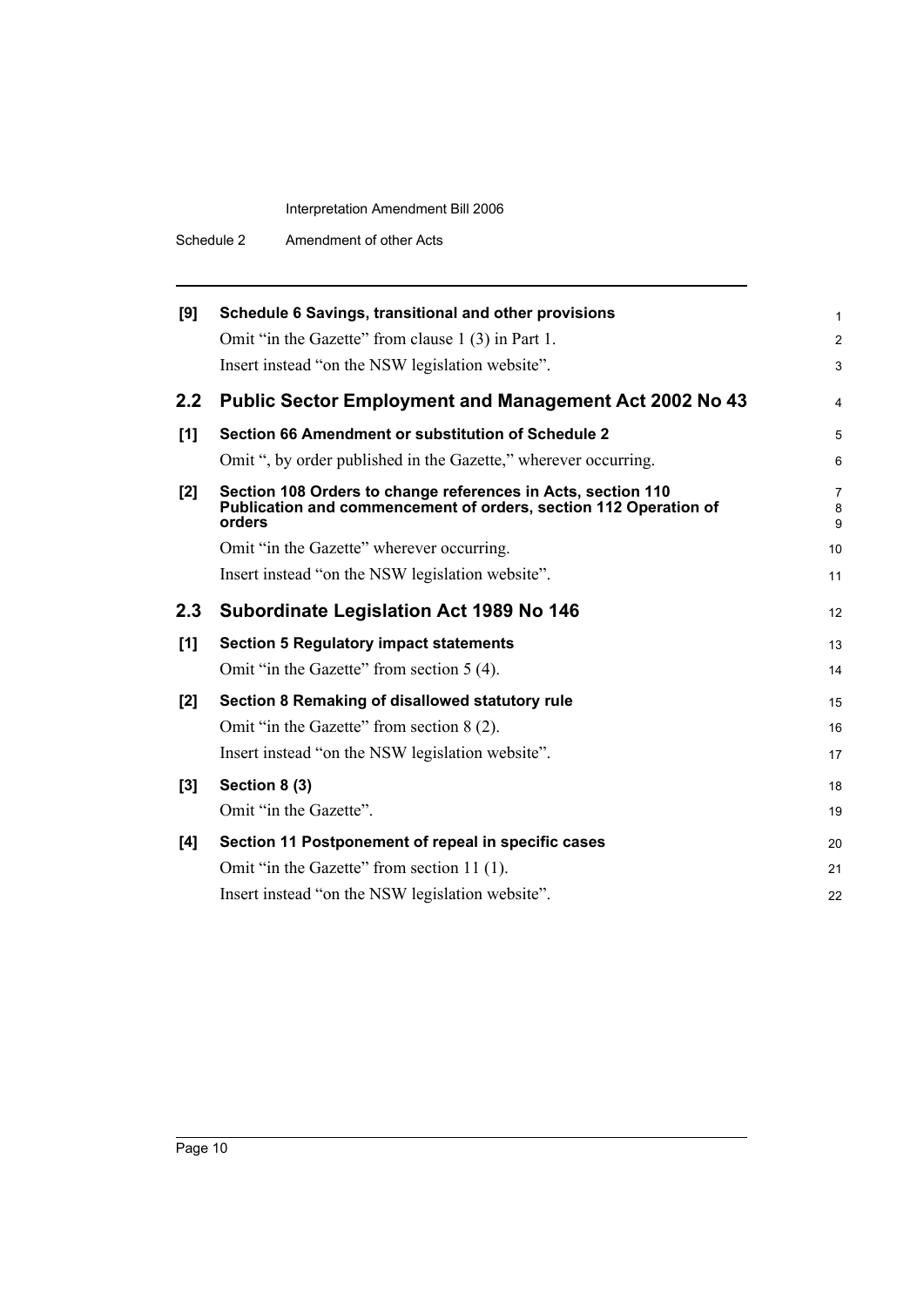**[9] Schedule 6 Savings, transitional and other provisions**

Omit "in the Gazette" from clause 1 (3) in Part 1.

Insert instead "on the NSW legislation website".

## 2.2 Public Sector Employment and Management Act 2002 No 43

**[1] Section 66 Amendment or substitution of Schedule 2**

Omit ", by order published in the Gazette," wherever occurring.

**[2] Section 108 Orders to change references in Acts, section 110 Publication and commencement of orders, section 112 Operation of orders**

Omit "in the Gazette" wherever occurring.

Insert instead "on the NSW legislation website".

## 2.3 Subordinate Legislation Act 1989 No 146

**[1] Section 5 Regulatory impact statements**

Omit "in the Gazette" from section 5 (4).

**[2] Section 8 Remaking of disallowed statutory rule**

Omit "in the Gazette" from section 8 (2).

Insert instead "on the NSW legislation website".

**[3] Section 8 (3)**

Omit "in the Gazette".

**[4] Section 11 Postponement of repeal in specific cases**

Omit "in the Gazette" from section 11 (1).

Insert instead "on the NSW legislation website".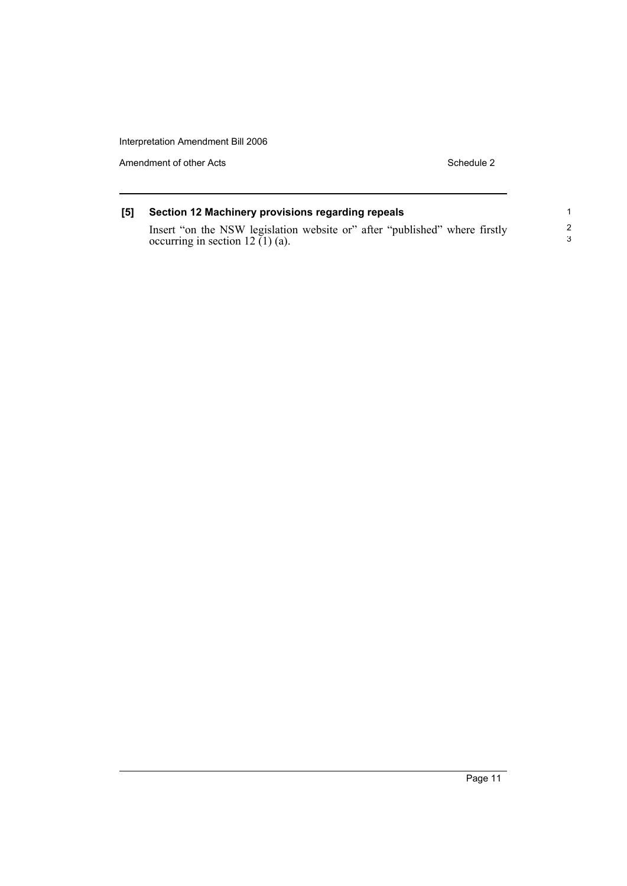**[5] Section 12 Machinery provisions regarding repeals**

Insert "on the NSW legislation website or" after "published" where firstly occurring in section 12 (1) (a).